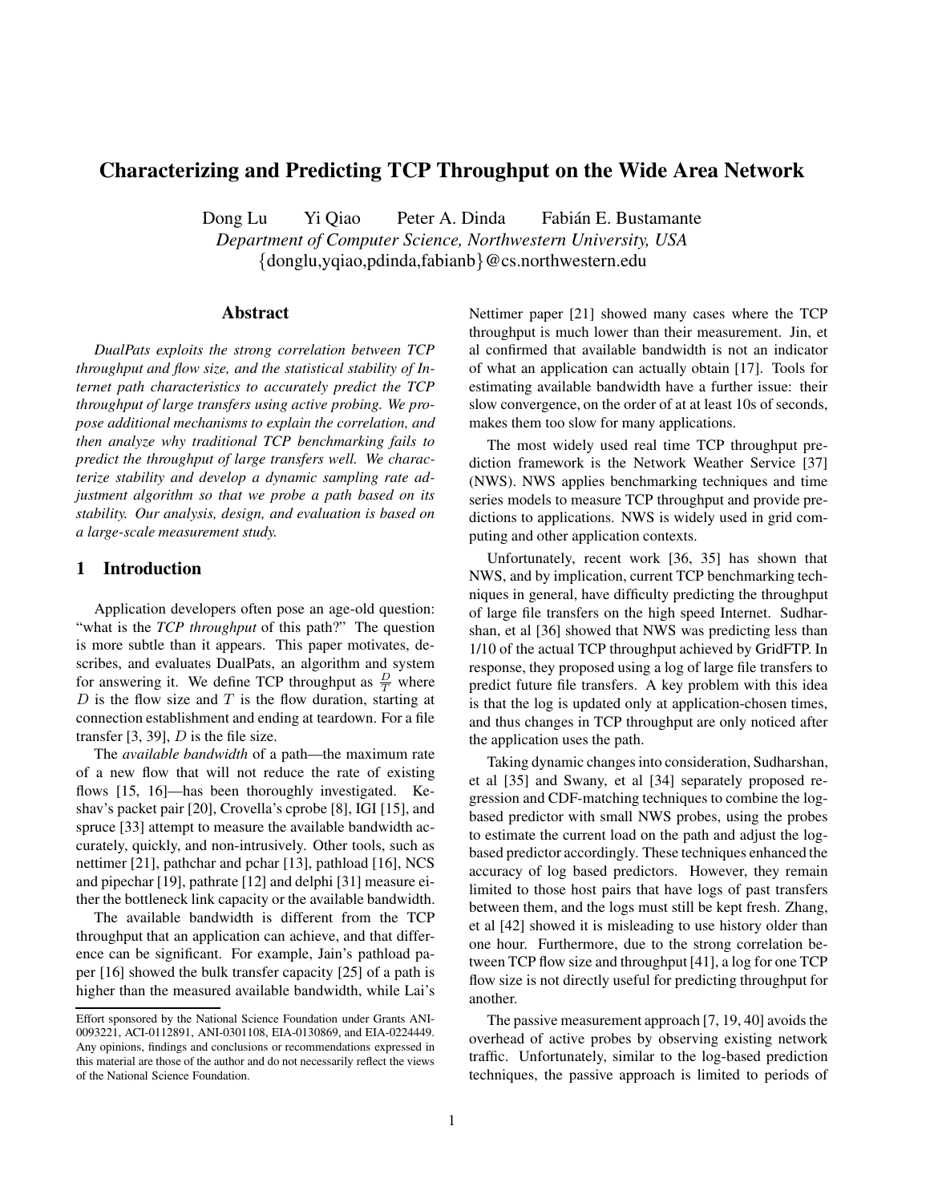# Characterizing and Predicting TCP Throughput on the Wide Area Network

Dong Lu   Yi Qiao   Peter A. Dinda   Fabián E. Bustamante

*Department of Computer Science, Northwestern University, USA*

{donglu,yqiao,pdinda,fabianb}@cs.northwestern.edu

## Abstract

*DualPats exploits the strong correlation between TCP throughput and flow size, and the statistical stability of Internet path characteristics to accurately predict the TCP throughput of large transfers using active probing. We propose additional mechanisms to explain the correlation, and then analyze why traditional TCP benchmarking fails to predict the throughput of large transfers well. We characterize stability and develop a dynamic sampling rate adjustment algorithm so that we probe a path based on its stability. Our analysis, design, and evaluation is based on a large-scale measurement study.*

## 1 Introduction

Application developers often pose an age-old question: "what is the *TCP throughput* of this path?" The question is more subtle than it appears. This paper motivates, describes, and evaluates DualPats, an algorithm and system for answering it. We define TCP throughput as $\frac{D}{T}$ where $D$ is the flow size and $T$ is the flow duration, starting at connection establishment and ending at teardown. For a file transfer [3, 39], $D$ is the file size.

The *available bandwidth* of a path—the maximum rate of a new flow that will not reduce the rate of existing flows [15, 16]—has been thoroughly investigated. Keshav's packet pair [20], Crovella's cprobe [8], IGI [15], and spruce [33] attempt to measure the available bandwidth accurately, quickly, and non-intrusively. Other tools, such as nettimer [21], pathchar and pchar [13], pathload [16], NCS and pipechar [19], pathrate [12] and delphi [31] measure either the bottleneck link capacity or the available bandwidth.

The available bandwidth is different from the TCP throughput that an application can achieve, and that difference can be significant. For example, Jain's pathload paper [16] showed the bulk transfer capacity [25] of a path is higher than the measured available bandwidth, while Lai's Nettimer paper [21] showed many cases where the TCP throughput is much lower than their measurement. Jin, et al confirmed that available bandwidth is not an indicator of what an application can actually obtain [17]. Tools for estimating available bandwidth have a further issue: their slow convergence, on the order of at at least 10s of seconds, makes them too slow for many applications.

The most widely used real time TCP throughput prediction framework is the Network Weather Service [37] (NWS). NWS applies benchmarking techniques and time series models to measure TCP throughput and provide predictions to applications. NWS is widely used in grid computing and other application contexts.

Unfortunately, recent work [36, 35] has shown that NWS, and by implication, current TCP benchmarking techniques in general, have difficulty predicting the throughput of large file transfers on the high speed Internet. Sudharshan, et al [36] showed that NWS was predicting less than 1/10 of the actual TCP throughput achieved by GridFTP. In response, they proposed using a log of large file transfers to predict future file transfers. A key problem with this idea is that the log is updated only at application-chosen times, and thus changes in TCP throughput are only noticed after the application uses the path.

Taking dynamic changes into consideration, Sudharshan, et al [35] and Swany, et al [34] separately proposed regression and CDF-matching techniques to combine the log-based predictor with small NWS probes, using the probes to estimate the current load on the path and adjust the log-based predictor accordingly. These techniques enhanced the accuracy of log based predictors. However, they remain limited to those host pairs that have logs of past transfers between them, and the logs must still be kept fresh. Zhang, et al [42] showed it is misleading to use history older than one hour. Furthermore, due to the strong correlation between TCP flow size and throughput [41], a log for one TCP flow size is not directly useful for predicting throughput for another.

The passive measurement approach [7, 19, 40] avoids the overhead of active probes by observing existing network traffic. Unfortunately, similar to the log-based prediction techniques, the passive approach is limited to periods of

Effort sponsored by the National Science Foundation under Grants ANI-0093221, ACI-0112891, ANI-0301108, EIA-0130869, and EIA-0224449. Any opinions, findings and conclusions or recommendations expressed in this material are those of the author and do not necessarily reflect the views of the National Science Foundation.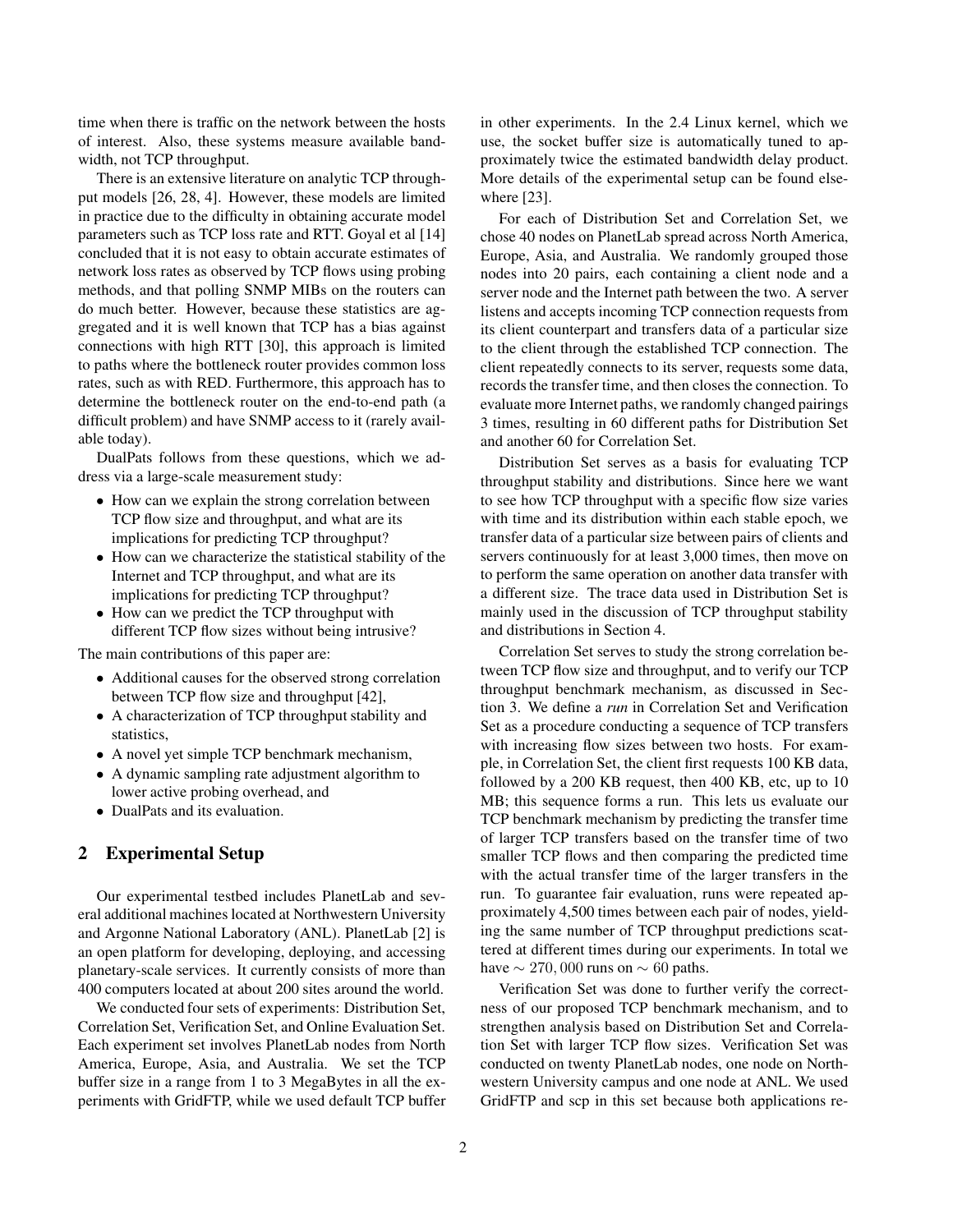time when there is traffic on the network between the hosts of interest. Also, these systems measure available bandwidth, not TCP throughput.

There is an extensive literature on analytic TCP throughput models [26, 28, 4]. However, these models are limited in practice due to the difficulty in obtaining accurate model parameters such as TCP loss rate and RTT. Goyal et al [14] concluded that it is not easy to obtain accurate estimates of network loss rates as observed by TCP flows using probing methods, and that polling SNMP MIBs on the routers can do much better. However, because these statistics are aggregated and it is well known that TCP has a bias against connections with high RTT [30], this approach is limited to paths where the bottleneck router provides common loss rates, such as with RED. Furthermore, this approach has to determine the bottleneck router on the end-to-end path (a difficult problem) and have SNMP access to it (rarely available today).

DualPats follows from these questions, which we address via a large-scale measurement study:

- How can we explain the strong correlation between TCP flow size and throughput, and what are its implications for predicting TCP throughput?
- How can we characterize the statistical stability of the Internet and TCP throughput, and what are its implications for predicting TCP throughput?
- How can we predict the TCP throughput with different TCP flow sizes without being intrusive?

The main contributions of this paper are:

- Additional causes for the observed strong correlation between TCP flow size and throughput [42],
- A characterization of TCP throughput stability and statistics,
- A novel yet simple TCP benchmark mechanism,
- A dynamic sampling rate adjustment algorithm to lower active probing overhead, and
- DualPats and its evaluation.

## 2 Experimental Setup

Our experimental testbed includes PlanetLab and several additional machines located at Northwestern University and Argonne National Laboratory (ANL). PlanetLab [2] is an open platform for developing, deploying, and accessing planetary-scale services. It currently consists of more than 400 computers located at about 200 sites around the world.

We conducted four sets of experiments: Distribution Set, Correlation Set, Verification Set, and Online Evaluation Set. Each experiment set involves PlanetLab nodes from North America, Europe, Asia, and Australia. We set the TCP buffer size in a range from 1 to 3 MegaBytes in all the experiments with GridFTP, while we used default TCP buffer in other experiments. In the 2.4 Linux kernel, which we use, the socket buffer size is automatically tuned to approximately twice the estimated bandwidth delay product. More details of the experimental setup can be found elsewhere [23].

For each of Distribution Set and Correlation Set, we chose 40 nodes on PlanetLab spread across North America, Europe, Asia, and Australia. We randomly grouped those nodes into 20 pairs, each containing a client node and a server node and the Internet path between the two. A server listens and accepts incoming TCP connection requests from its client counterpart and transfers data of a particular size to the client through the established TCP connection. The client repeatedly connects to its server, requests some data, records the transfer time, and then closes the connection. To evaluate more Internet paths, we randomly changed pairings 3 times, resulting in 60 different paths for Distribution Set and another 60 for Correlation Set.

Distribution Set serves as a basis for evaluating TCP throughput stability and distributions. Since here we want to see how TCP throughput with a specific flow size varies with time and its distribution within each stable epoch, we transfer data of a particular size between pairs of clients and servers continuously for at least 3,000 times, then move on to perform the same operation on another data transfer with a different size. The trace data used in Distribution Set is mainly used in the discussion of TCP throughput stability and distributions in Section 4.

Correlation Set serves to study the strong correlation between TCP flow size and throughput, and to verify our TCP throughput benchmark mechanism, as discussed in Section 3. We define a *run* in Correlation Set and Verification Set as a procedure conducting a sequence of TCP transfers with increasing flow sizes between two hosts. For example, in Correlation Set, the client first requests 100 KB data, followed by a 200 KB request, then 400 KB, etc, up to 10 MB; this sequence forms a run. This lets us evaluate our TCP benchmark mechanism by predicting the transfer time of larger TCP transfers based on the transfer time of two smaller TCP flows and then comparing the predicted time with the actual transfer time of the larger transfers in the run. To guarantee fair evaluation, runs were repeated approximately 4,500 times between each pair of nodes, yielding the same number of TCP throughput predictions scattered at different times during our experiments. In total we have $\sim 270,000$ runs on $\sim 60$ paths.

Verification Set was done to further verify the correctness of our proposed TCP benchmark mechanism, and to strengthen analysis based on Distribution Set and Correlation Set with larger TCP flow sizes. Verification Set was conducted on twenty PlanetLab nodes, one node on Northwestern University campus and one node at ANL. We used GridFTP and scp in this set because both applications re-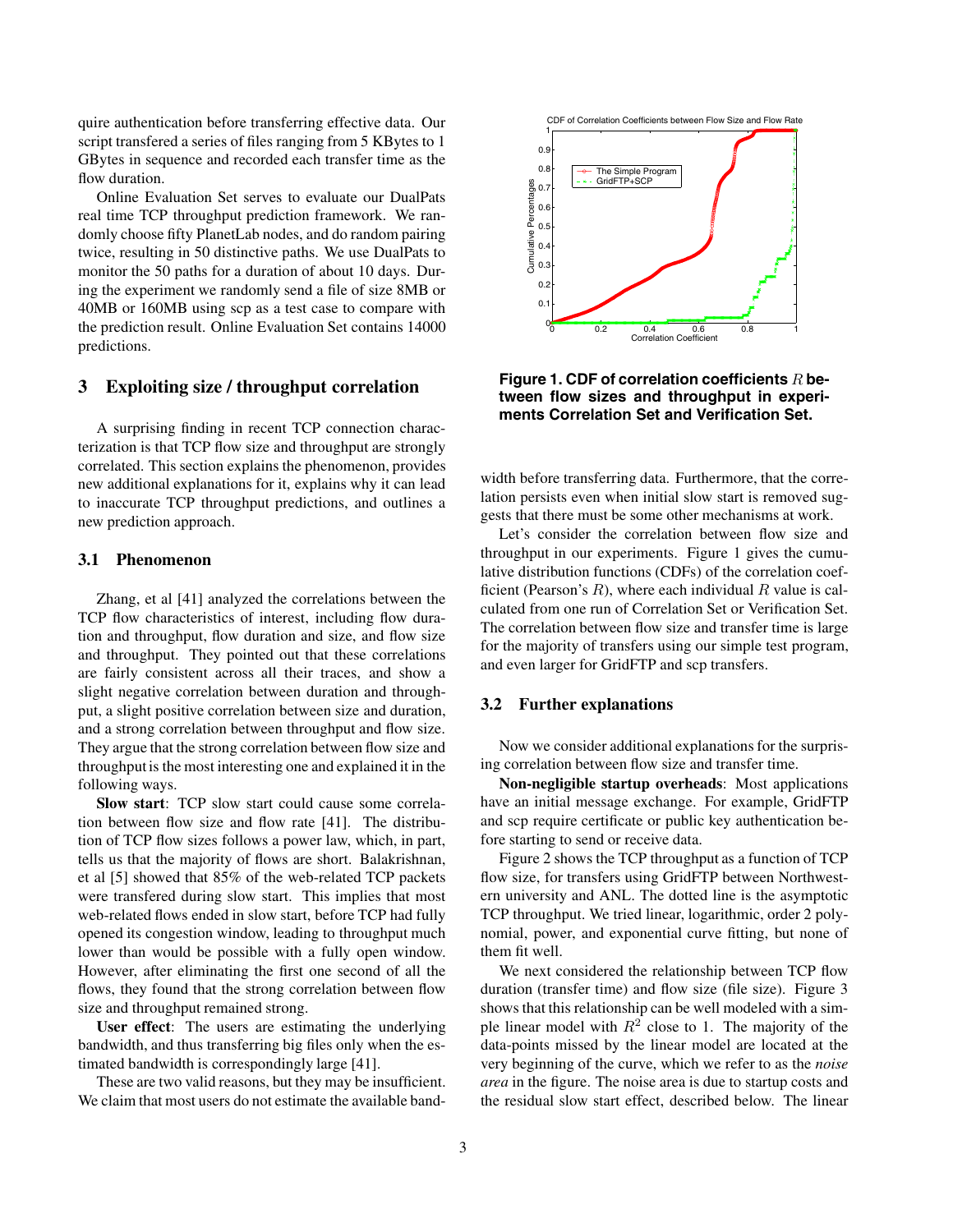quire authentication before transferring effective data. Our script transfered a series of files ranging from 5 KBytes to 1 GBytes in sequence and recorded each transfer time as the flow duration.

Online Evaluation Set serves to evaluate our DualPats real time TCP throughput prediction framework. We randomly choose fifty PlanetLab nodes, and do random pairing twice, resulting in 50 distinctive paths. We use DualPats to monitor the 50 paths for a duration of about 10 days. During the experiment we randomly send a file of size 8MB or 40MB or 160MB using scp as a test case to compare with the prediction result. Online Evaluation Set contains 14000 predictions.

## 3 Exploiting size / throughput correlation

A surprising finding in recent TCP connection characterization is that TCP flow size and throughput are strongly correlated. This section explains the phenomenon, provides new additional explanations for it, explains why it can lead to inaccurate TCP throughput predictions, and outlines a new prediction approach.

### 3.1 Phenomenon

Zhang, et al [41] analyzed the correlations between the TCP flow characteristics of interest, including flow duration and throughput, flow duration and size, and flow size and throughput. They pointed out that these correlations are fairly consistent across all their traces, and show a slight negative correlation between duration and throughput, a slight positive correlation between size and duration, and a strong correlation between throughput and flow size. They argue that the strong correlation between flow size and throughput is the most interesting one and explained it in the following ways.

**Slow start**: TCP slow start could cause some correlation between flow size and flow rate [41]. The distribution of TCP flow sizes follows a power law, which, in part, tells us that the majority of flows are short. Balakrishnan, et al [5] showed that 85% of the web-related TCP packets were transfered during slow start. This implies that most web-related flows ended in slow start, before TCP had fully opened its congestion window, leading to throughput much lower than would be possible with a fully open window. However, after eliminating the first one second of all the flows, they found that the strong correlation between flow size and throughput remained strong.

**User effect**: The users are estimating the underlying bandwidth, and thus transferring big files only when the estimated bandwidth is correspondingly large [41].

These are two valid reasons, but they may be insufficient. We claim that most users do not estimate the available bandwidth before transferring data. Furthermore, that the correlation persists even when initial slow start is removed suggests that there must be some other mechanisms at work.

**Figure 1. CDF of correlation coefficients $R$ between flow sizes and throughput in experiments Correlation Set and Verification Set.**

Let's consider the correlation between flow size and throughput in our experiments. Figure 1 gives the cumulative distribution functions (CDFs) of the correlation coefficient (Pearson's $R$), where each individual $R$ value is calculated from one run of Correlation Set or Verification Set. The correlation between flow size and transfer time is large for the majority of transfers using our simple test program, and even larger for GridFTP and scp transfers.

### 3.2 Further explanations

Now we consider additional explanations for the surprising correlation between flow size and transfer time.

**Non-negligible startup overheads**: Most applications have an initial message exchange. For example, GridFTP and scp require certificate or public key authentication before starting to send or receive data.

Figure 2 shows the TCP throughput as a function of TCP flow size, for transfers using GridFTP between Northwestern university and ANL. The dotted line is the asymptotic TCP throughput. We tried linear, logarithmic, order 2 polynomial, power, and exponential curve fitting, but none of them fit well.

We next considered the relationship between TCP flow duration (transfer time) and flow size (file size). Figure 3 shows that this relationship can be well modeled with a simple linear model with $R^2$ close to 1. The majority of the data-points missed by the linear model are located at the very beginning of the curve, which we refer to as the *noise area* in the figure. The noise area is due to startup costs and the residual slow start effect, described below. The linear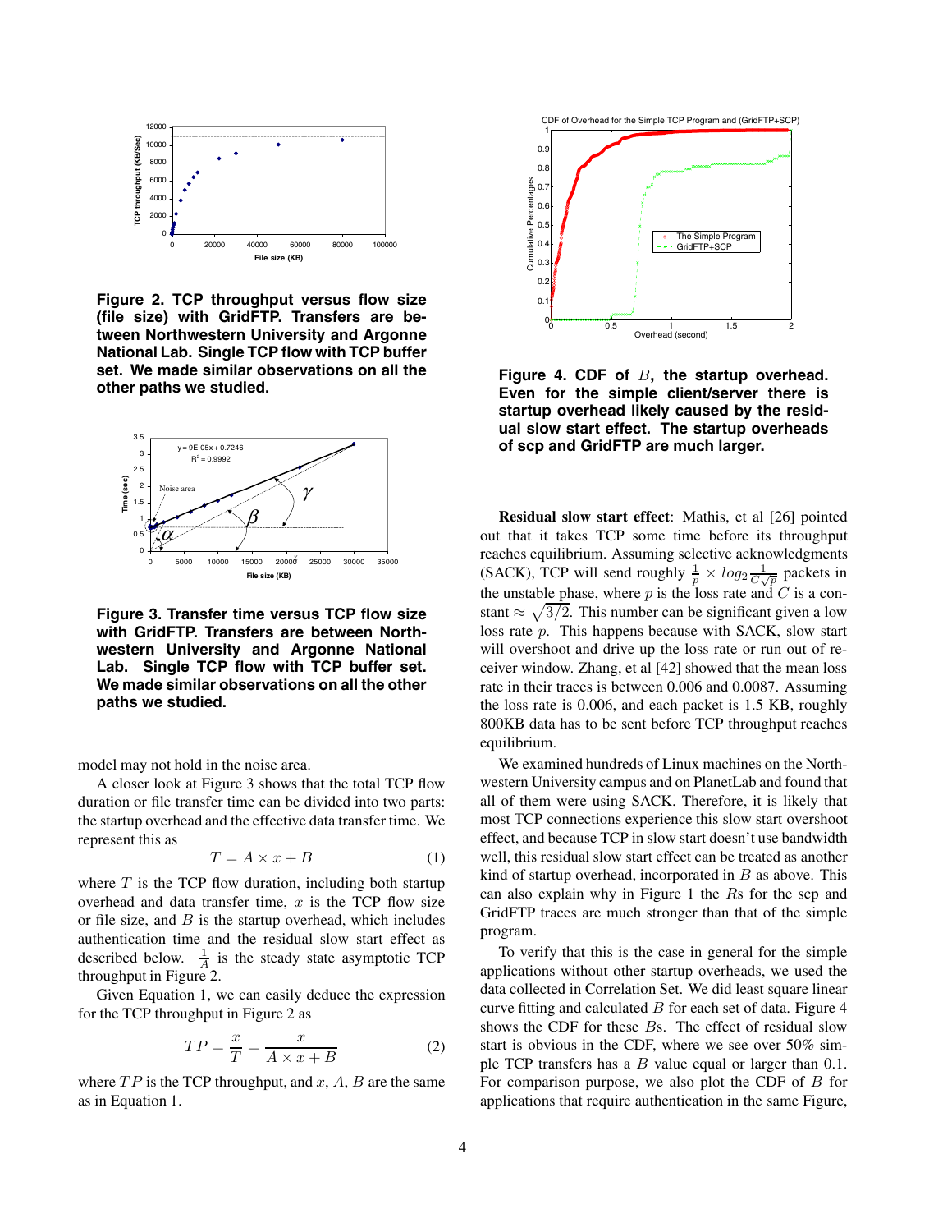**Figure 2. TCP throughput versus flow size (file size) with GridFTP. Transfers are between Northwestern University and Argonne National Lab. Single TCP flow with TCP buffer set. We made similar observations on all the other paths we studied.**

**Figure 3. Transfer time versus TCP flow size with GridFTP. Transfers are between Northwestern University and Argonne National Lab. Single TCP flow with TCP buffer set. We made similar observations on all the other paths we studied.**

model may not hold in the noise area.

A closer look at Figure 3 shows that the total TCP flow duration or file transfer time can be divided into two parts: the startup overhead and the effective data transfer time. We represent this as

$$T = A \times x + B \tag{1}$$

where $T$ is the TCP flow duration, including both startup overhead and data transfer time, $x$ is the TCP flow size or file size, and $B$ is the startup overhead, which includes authentication time and the residual slow start effect as described below. $\frac{1}{A}$ is the steady state asymptotic TCP throughput in Figure 2.

Given Equation 1, we can easily deduce the expression for the TCP throughput in Figure 2 as

$$TP = \frac{x}{T} = \frac{x}{A \times x + B} \tag{2}$$

where $TP$ is the TCP throughput, and $x$, $A$, $B$ are the same as in Equation 1.

**Figure 4. CDF of $B$, the startup overhead. Even for the simple client/server there is startup overhead likely caused by the residual slow start effect. The startup overheads of scp and GridFTP are much larger.**

**Residual slow start effect**: Mathis, et al [26] pointed out that it takes TCP some time before its throughput reaches equilibrium. Assuming selective acknowledgments (SACK), TCP will send roughly $\frac{1}{p} \times log_2 \frac{1}{C\sqrt{p}}$ packets in the unstable phase, where $p$ is the loss rate and $C$ is a constant $\approx \sqrt{3/2}$. This number can be significant given a low loss rate $p$. This happens because with SACK, slow start will overshoot and drive up the loss rate or run out of receiver window. Zhang, et al [42] showed that the mean loss rate in their traces is between 0.006 and 0.0087. Assuming the loss rate is 0.006, and each packet is 1.5 KB, roughly 800KB data has to be sent before TCP throughput reaches equilibrium.

We examined hundreds of Linux machines on the Northwestern University campus and on PlanetLab and found that all of them were using SACK. Therefore, it is likely that most TCP connections experience this slow start overshoot effect, and because TCP in slow start doesn't use bandwidth well, this residual slow start effect can be treated as another kind of startup overhead, incorporated in $B$ as above. This can also explain why in Figure 1 the $R$s for the scp and GridFTP traces are much stronger than that of the simple program.

To verify that this is the case in general for the simple applications without other startup overheads, we used the data collected in Correlation Set. We did least square linear curve fitting and calculated $B$ for each set of data. Figure 4 shows the CDF for these $B$s. The effect of residual slow start is obvious in the CDF, where we see over 50% simple TCP transfers has a $B$ value equal or larger than 0.1. For comparison purpose, we also plot the CDF of $B$ for applications that require authentication in the same Figure,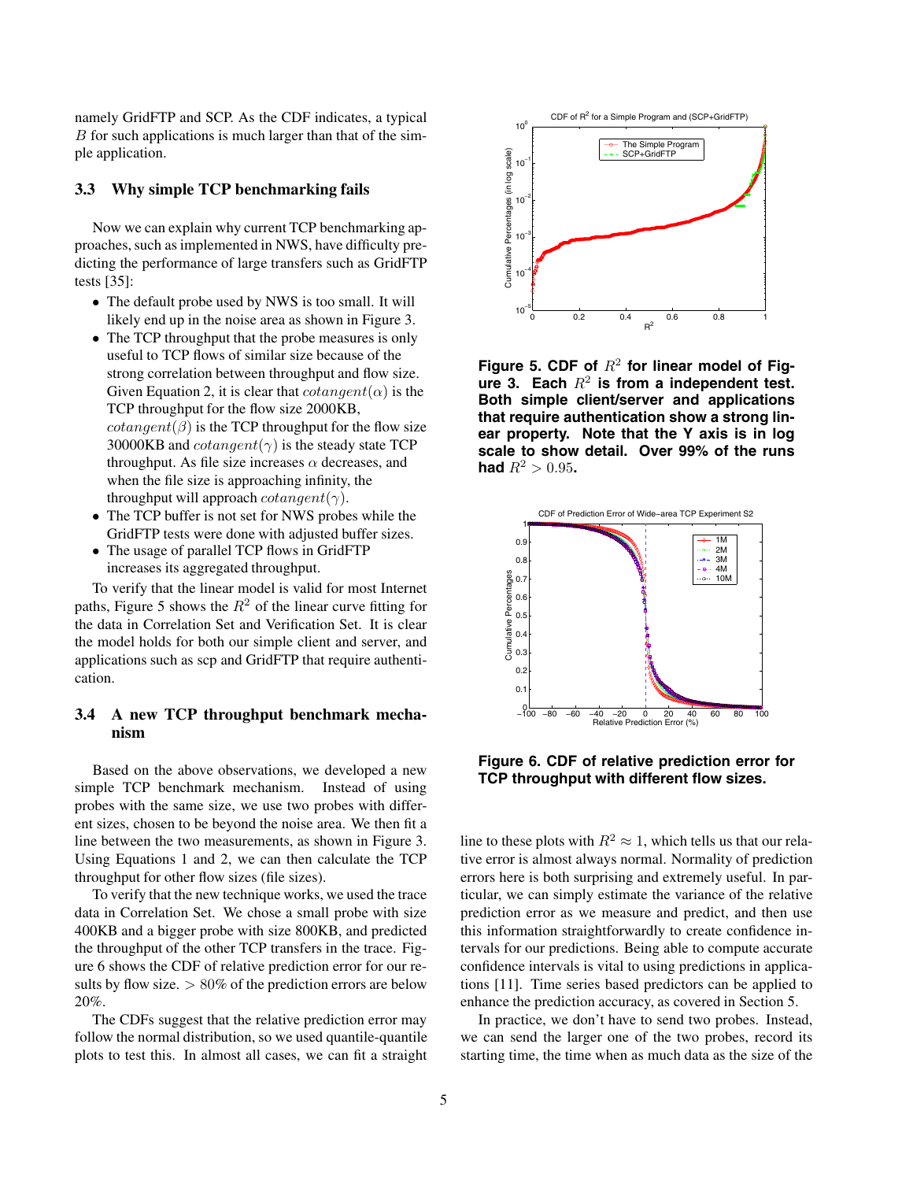namely GridFTP and SCP. As the CDF indicates, a typical $B$ for such applications is much larger than that of the simple application.

### 3.3 Why simple TCP benchmarking fails

Now we can explain why current TCP benchmarking approaches, such as implemented in NWS, have difficulty predicting the performance of large transfers such as GridFTP tests [35]:

- The default probe used by NWS is too small. It will likely end up in the noise area as shown in Figure 3.
- The TCP throughput that the probe measures is only useful to TCP flows of similar size because of the strong correlation between throughput and flow size. Given Equation 2, it is clear that $cotangent(\alpha)$ is the TCP throughput for the flow size 2000KB, $cotangent(\beta)$ is the TCP throughput for the flow size 30000KB and $cotangent(\gamma)$ is the steady state TCP throughput. As file size increases $\alpha$ decreases, and when the file size is approaching infinity, the throughput will approach $cotangent(\gamma)$.
- The TCP buffer is not set for NWS probes while the GridFTP tests were done with adjusted buffer sizes.
- The usage of parallel TCP flows in GridFTP increases its aggregated throughput.

To verify that the linear model is valid for most Internet paths, Figure 5 shows the $R^2$ of the linear curve fitting for the data in Correlation Set and Verification Set. It is clear the model holds for both our simple client and server, and applications such as scp and GridFTP that require authentication.

### 3.4 A new TCP throughput benchmark mechanism

Based on the above observations, we developed a new simple TCP benchmark mechanism. Instead of using probes with the same size, we use two probes with different sizes, chosen to be beyond the noise area. We then fit a line between the two measurements, as shown in Figure 3. Using Equations 1 and 2, we can then calculate the TCP throughput for other flow sizes (file sizes).

To verify that the new technique works, we used the trace data in Correlation Set. We chose a small probe with size 400KB and a bigger probe with size 800KB, and predicted the throughput of the other TCP transfers in the trace. Figure 6 shows the CDF of relative prediction error for our results by flow size. $> 80\%$ of the prediction errors are below 20%.

The CDFs suggest that the relative prediction error may follow the normal distribution, so we used quantile-quantile plots to test this. In almost all cases, we can fit a straight line to these plots with $R^2 \approx 1$, which tells us that our relative error is almost always normal. Normality of prediction errors here is both surprising and extremely useful. In particular, we can simply estimate the variance of the relative prediction error as we measure and predict, and then use this information straightforwardly to create confidence intervals for our predictions. Being able to compute accurate confidence intervals is vital to using predictions in applications [11]. Time series based predictors can be applied to enhance the prediction accuracy, as covered in Section 5.

In practice, we don't have to send two probes. Instead, we can send the larger one of the two probes, record its starting time, the time when as much data as the size of the

**Figure 5. CDF of $R^2$ for linear model of Figure 3. Each $R^2$ is from a independent test. Both simple client/server and applications that require authentication show a strong linear property. Note that the Y axis is in log scale to show detail. Over 99% of the runs had $R^2 > 0.95$.**

**Figure 6. CDF of relative prediction error for TCP throughput with different flow sizes.**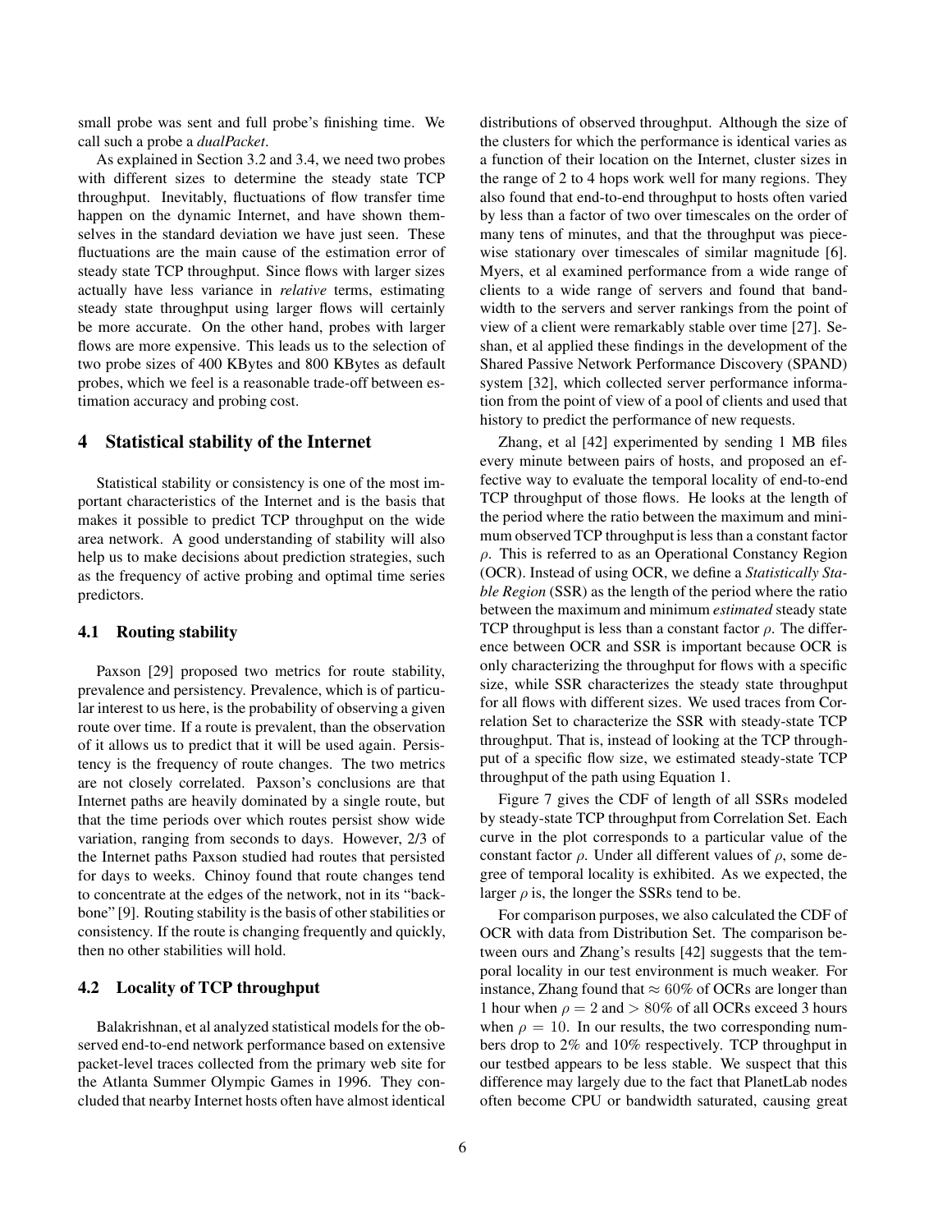small probe was sent and full probe's finishing time. We call such a probe a *dualPacket*.

As explained in Section 3.2 and 3.4, we need two probes with different sizes to determine the steady state TCP throughput. Inevitably, fluctuations of flow transfer time happen on the dynamic Internet, and have shown themselves in the standard deviation we have just seen. These fluctuations are the main cause of the estimation error of steady state TCP throughput. Since flows with larger sizes actually have less variance in *relative* terms, estimating steady state throughput using larger flows will certainly be more accurate. On the other hand, probes with larger flows are more expensive. This leads us to the selection of two probe sizes of 400 KBytes and 800 KBytes as default probes, which we feel is a reasonable trade-off between estimation accuracy and probing cost.

## 4 Statistical stability of the Internet

Statistical stability or consistency is one of the most important characteristics of the Internet and is the basis that makes it possible to predict TCP throughput on the wide area network. A good understanding of stability will also help us to make decisions about prediction strategies, such as the frequency of active probing and optimal time series predictors.

### 4.1 Routing stability

Paxson [29] proposed two metrics for route stability, prevalence and persistency. Prevalence, which is of particular interest to us here, is the probability of observing a given route over time. If a route is prevalent, than the observation of it allows us to predict that it will be used again. Persistency is the frequency of route changes. The two metrics are not closely correlated. Paxson's conclusions are that Internet paths are heavily dominated by a single route, but that the time periods over which routes persist show wide variation, ranging from seconds to days. However, 2/3 of the Internet paths Paxson studied had routes that persisted for days to weeks. Chinoy found that route changes tend to concentrate at the edges of the network, not in its "backbone" [9]. Routing stability is the basis of other stabilities or consistency. If the route is changing frequently and quickly, then no other stabilities will hold.

### 4.2 Locality of TCP throughput

Balakrishnan, et al analyzed statistical models for the observed end-to-end network performance based on extensive packet-level traces collected from the primary web site for the Atlanta Summer Olympic Games in 1996. They concluded that nearby Internet hosts often have almost identical distributions of observed throughput. Although the size of the clusters for which the performance is identical varies as a function of their location on the Internet, cluster sizes in the range of 2 to 4 hops work well for many regions. They also found that end-to-end throughput to hosts often varied by less than a factor of two over timescales on the order of many tens of minutes, and that the throughput was piecewise stationary over timescales of similar magnitude [6]. Myers, et al examined performance from a wide range of clients to a wide range of servers and found that bandwidth to the servers and server rankings from the point of view of a client were remarkably stable over time [27]. Seshan, et al applied these findings in the development of the Shared Passive Network Performance Discovery (SPAND) system [32], which collected server performance information from the point of view of a pool of clients and used that history to predict the performance of new requests.

Zhang, et al [42] experimented by sending 1 MB files every minute between pairs of hosts, and proposed an effective way to evaluate the temporal locality of end-to-end TCP throughput of those flows. He looks at the length of the period where the ratio between the maximum and minimum observed TCP throughput is less than a constant factor $\rho$. This is referred to as an Operational Constancy Region (OCR). Instead of using OCR, we define a *Statistically Stable Region* (SSR) as the length of the period where the ratio between the maximum and minimum *estimated* steady state TCP throughput is less than a constant factor $\rho$. The difference between OCR and SSR is important because OCR is only characterizing the throughput for flows with a specific size, while SSR characterizes the steady state throughput for all flows with different sizes. We used traces from Correlation Set to characterize the SSR with steady-state TCP throughput. That is, instead of looking at the TCP throughput of a specific flow size, we estimated steady-state TCP throughput of the path using Equation 1.

Figure 7 gives the CDF of length of all SSRs modeled by steady-state TCP throughput from Correlation Set. Each curve in the plot corresponds to a particular value of the constant factor $\rho$. Under all different values of $\rho$, some degree of temporal locality is exhibited. As we expected, the larger $\rho$ is, the longer the SSRs tend to be.

For comparison purposes, we also calculated the CDF of OCR with data from Distribution Set. The comparison between ours and Zhang's results [42] suggests that the temporal locality in our test environment is much weaker. For instance, Zhang found that $\approx 60\%$ of OCRs are longer than 1 hour when $\rho = 2$ and $> 80\%$ of all OCRs exceed 3 hours when $\rho = 10$. In our results, the two corresponding numbers drop to 2% and 10% respectively. TCP throughput in our testbed appears to be less stable. We suspect that this difference may largely due to the fact that PlanetLab nodes often become CPU or bandwidth saturated, causing great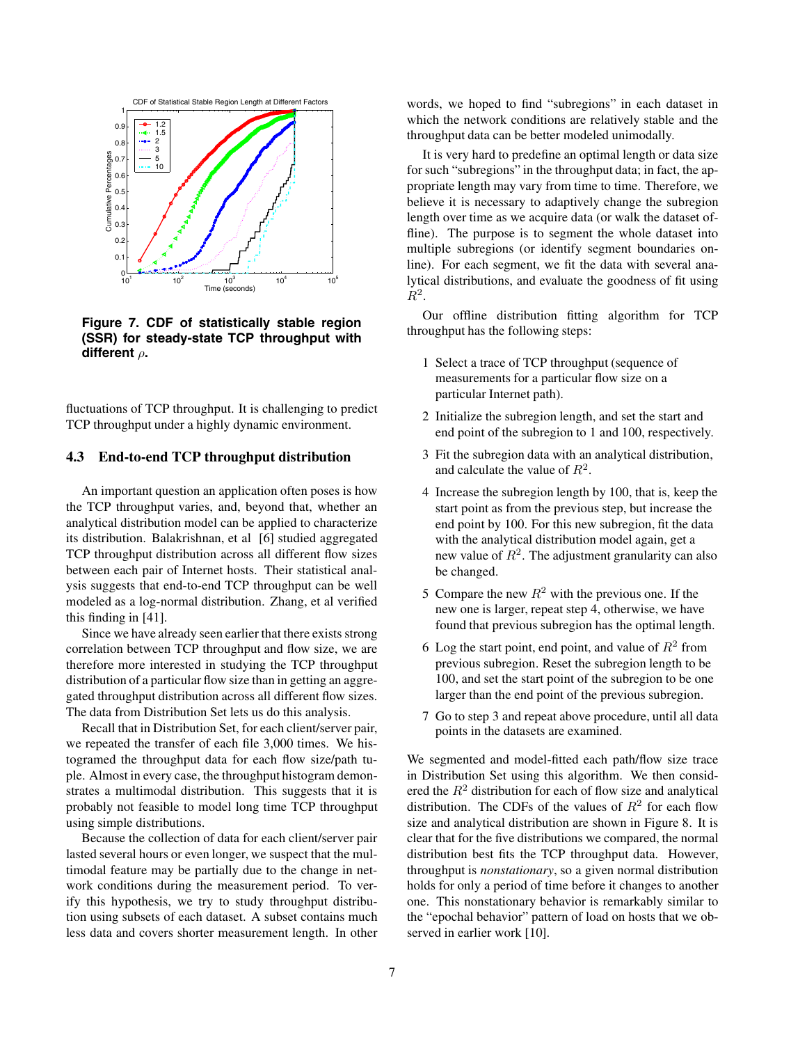**Figure 7. CDF of statistically stable region (SSR) for steady-state TCP throughput with different $\rho$.**

fluctuations of TCP throughput. It is challenging to predict TCP throughput under a highly dynamic environment.

### 4.3 End-to-end TCP throughput distribution

An important question an application often poses is how the TCP throughput varies, and, beyond that, whether an analytical distribution model can be applied to characterize its distribution. Balakrishnan, et al [6] studied aggregated TCP throughput distribution across all different flow sizes between each pair of Internet hosts. Their statistical analysis suggests that end-to-end TCP throughput can be well modeled as a log-normal distribution. Zhang, et al verified this finding in [41].

Since we have already seen earlier that there exists strong correlation between TCP throughput and flow size, we are therefore more interested in studying the TCP throughput distribution of a particular flow size than in getting an aggregated throughput distribution across all different flow sizes. The data from Distribution Set lets us do this analysis.

Recall that in Distribution Set, for each client/server pair, we repeated the transfer of each file 3,000 times. We histogramed the throughput data for each flow size/path tuple. Almost in every case, the throughput histogram demonstrates a multimodal distribution. This suggests that it is probably not feasible to model long time TCP throughput using simple distributions.

Because the collection of data for each client/server pair lasted several hours or even longer, we suspect that the multimodal feature may be partially due to the change in network conditions during the measurement period. To verify this hypothesis, we try to study throughput distribution using subsets of each dataset. A subset contains much less data and covers shorter measurement length. In other words, we hoped to find "subregions" in each dataset in which the network conditions are relatively stable and the throughput data can be better modeled unimodally.

It is very hard to predefine an optimal length or data size for such "subregions" in the throughput data; in fact, the appropriate length may vary from time to time. Therefore, we believe it is necessary to adaptively change the subregion length over time as we acquire data (or walk the dataset offline). The purpose is to segment the whole dataset into multiple subregions (or identify segment boundaries online). For each segment, we fit the data with several analytical distributions, and evaluate the goodness of fit using $R^2$.

Our offline distribution fitting algorithm for TCP throughput has the following steps:

1. Select a trace of TCP throughput (sequence of measurements for a particular flow size on a particular Internet path).
2. Initialize the subregion length, and set the start and end point of the subregion to 1 and 100, respectively.
3. Fit the subregion data with an analytical distribution, and calculate the value of $R^2$.
4. Increase the subregion length by 100, that is, keep the start point as from the previous step, but increase the end point by 100. For this new subregion, fit the data with the analytical distribution model again, get a new value of $R^2$. The adjustment granularity can also be changed.
5. Compare the new $R^2$ with the previous one. If the new one is larger, repeat step 4, otherwise, we have found that previous subregion has the optimal length.
6. Log the start point, end point, and value of $R^2$ from previous subregion. Reset the subregion length to be 100, and set the start point of the subregion to be one larger than the end point of the previous subregion.
7. Go to step 3 and repeat above procedure, until all data points in the datasets are examined.

We segmented and model-fitted each path/flow size trace in Distribution Set using this algorithm. We then considered the $R^2$ distribution for each of flow size and analytical distribution. The CDFs of the values of $R^2$ for each flow size and analytical distribution are shown in Figure 8. It is clear that for the five distributions we compared, the normal distribution best fits the TCP throughput data. However, throughput is *nonstationary*, so a given normal distribution holds for only a period of time before it changes to another one. This nonstationary behavior is remarkably similar to the "epochal behavior" pattern of load on hosts that we observed in earlier work [10].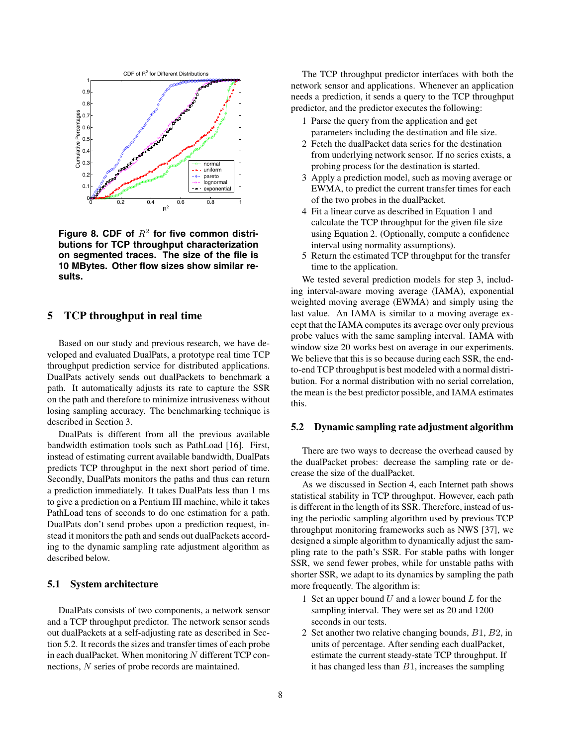**Figure 8. CDF of $R^2$ for five common distributions for TCP throughput characterization on segmented traces. The size of the file is 10 MBytes. Other flow sizes show similar results.**

## 5 TCP throughput in real time

Based on our study and previous research, we have developed and evaluated DualPats, a prototype real time TCP throughput prediction service for distributed applications. DualPats actively sends out dualPackets to benchmark a path. It automatically adjusts its rate to capture the SSR on the path and therefore to minimize intrusiveness without losing sampling accuracy. The benchmarking technique is described in Section 3.

DualPats is different from all the previous available bandwidth estimation tools such as PathLoad [16]. First, instead of estimating current available bandwidth, DualPats predicts TCP throughput in the next short period of time. Secondly, DualPats monitors the paths and thus can return a prediction immediately. It takes DualPats less than 1 ms to give a prediction on a Pentium III machine, while it takes PathLoad tens of seconds to do one estimation for a path. DualPats don't send probes upon a prediction request, instead it monitors the path and sends out dualPackets according to the dynamic sampling rate adjustment algorithm as described below.

### 5.1 System architecture

DualPats consists of two components, a network sensor and a TCP throughput predictor. The network sensor sends out dualPackets at a self-adjusting rate as described in Section 5.2. It records the sizes and transfer times of each probe in each dualPacket. When monitoring $N$ different TCP connections, $N$ series of probe records are maintained.

The TCP throughput predictor interfaces with both the network sensor and applications. Whenever an application needs a prediction, it sends a query to the TCP throughput predictor, and the predictor executes the following:

1. Parse the query from the application and get parameters including the destination and file size.
2. Fetch the dualPacket data series for the destination from underlying network sensor. If no series exists, a probing process for the destination is started.
3. Apply a prediction model, such as moving average or EWMA, to predict the current transfer times for each of the two probes in the dualPacket.
4. Fit a linear curve as described in Equation 1 and calculate the TCP throughput for the given file size using Equation 2. (Optionally, compute a confidence interval using normality assumptions).
5. Return the estimated TCP throughput for the transfer time to the application.

We tested several prediction models for step 3, including interval-aware moving average (IAMA), exponential weighted moving average (EWMA) and simply using the last value. An IAMA is similar to a moving average except that the IAMA computes its average over only previous probe values with the same sampling interval. IAMA with window size 20 works best on average in our experiments. We believe that this is so because during each SSR, the end-to-end TCP throughput is best modeled with a normal distribution. For a normal distribution with no serial correlation, the mean is the best predictor possible, and IAMA estimates this.

### 5.2 Dynamic sampling rate adjustment algorithm

There are two ways to decrease the overhead caused by the dualPacket probes: decrease the sampling rate or decrease the size of the dualPacket.

As we discussed in Section 4, each Internet path shows statistical stability in TCP throughput. However, each path is different in the length of its SSR. Therefore, instead of using the periodic sampling algorithm used by previous TCP throughput monitoring frameworks such as NWS [37], we designed a simple algorithm to dynamically adjust the sampling rate to the path's SSR. For stable paths with longer SSR, we send fewer probes, while for unstable paths with shorter SSR, we adapt to its dynamics by sampling the path more frequently. The algorithm is:

1. Set an upper bound $U$ and a lower bound $L$ for the sampling interval. They were set as 20 and 1200 seconds in our tests.
2. Set another two relative changing bounds, $B1$, $B2$, in units of percentage. After sending each dualPacket, estimate the current steady-state TCP throughput. If it has changed less than $B1$, increases the sampling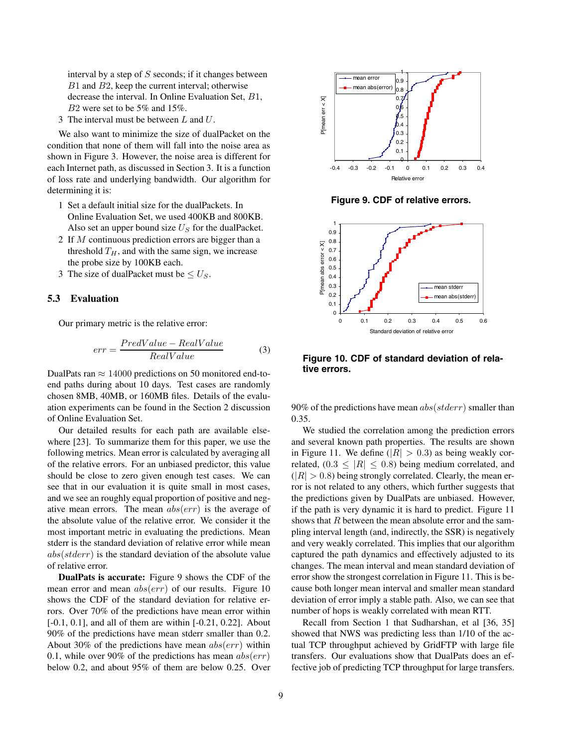interval by a step of $S$ seconds; if it changes between $B1$ and $B2$, keep the current interval; otherwise decrease the interval. In Online Evaluation Set, $B1$, $B2$ were set to be 5% and 15%.

3 The interval must be between $L$ and $U$.

We also want to minimize the size of dualPacket on the condition that none of them will fall into the noise area as shown in Figure 3. However, the noise area is different for each Internet path, as discussed in Section 3. It is a function of loss rate and underlying bandwidth. Our algorithm for determining it is:

1 Set a default initial size for the dualPackets. In Online Evaluation Set, we used 400KB and 800KB. Also set an upper bound size $U_S$ for the dualPacket.
2 If $M$ continuous prediction errors are bigger than a threshold $T_H$, and with the same sign, we increase the probe size by 100KB each.
3 The size of dualPacket must be $\leq U_S$.

### 5.3 Evaluation

Our primary metric is the relative error:

$$err = \frac{PredValue - RealValue}{RealValue} \quad (3)$$

DualPats ran $\approx 14000$ predictions on 50 monitored end-to-end paths during about 10 days. Test cases are randomly chosen 8MB, 40MB, or 160MB files. Details of the evaluation experiments can be found in the Section 2 discussion of Online Evaluation Set.

Our detailed results for each path are available elsewhere [23]. To summarize them for this paper, we use the following metrics. Mean error is calculated by averaging all of the relative errors. For an unbiased predictor, this value should be close to zero given enough test cases. We can see that in our evaluation it is quite small in most cases, and we see an roughly equal proportion of positive and negative mean errors. The mean $abs(err)$ is the average of the absolute value of the relative error. We consider it the most important metric in evaluating the predictions. Mean stderr is the standard deviation of relative error while mean $abs(stderr)$ is the standard deviation of the absolute value of relative error.

**DualPats is accurate:** Figure 9 shows the CDF of the mean error and mean $abs(err)$ of our results. Figure 10 shows the CDF of the standard deviation for relative errors. Over 70% of the predictions have mean error within [-0.1, 0.1], and all of them are within [-0.21, 0.22]. About 90% of the predictions have mean stderr smaller than 0.2. About 30% of the predictions have mean $abs(err)$ within 0.1, while over 90% of the predictions has mean $abs(err)$ below 0.2, and about 95% of them are below 0.25. Over

Figure 9. CDF of relative errors.

Figure 10. CDF of standard deviation of relative errors.

90% of the predictions have mean $abs(stderr)$ smaller than 0.35.

We studied the correlation among the prediction errors and several known path properties. The results are shown in Figure 11. We define ($|R| > 0.3$) as being weakly correlated, ($0.3 \leq |R| \leq 0.8$) being medium correlated, and ($|R| > 0.8$) being strongly correlated. Clearly, the mean error is not related to any others, which further suggests that the predictions given by DualPats are unbiased. However, if the path is very dynamic it is hard to predict. Figure 11 shows that $R$ between the mean absolute error and the sampling interval length (and, indirectly, the SSR) is negatively and very weakly correlated. This implies that our algorithm captured the path dynamics and effectively adjusted to its changes. The mean interval and mean standard deviation of error show the strongest correlation in Figure 11. This is because both longer mean interval and smaller mean standard deviation of error imply a stable path. Also, we can see that number of hops is weakly correlated with mean RTT.

Recall from Section 1 that Sudharshan, et al [36, 35] showed that NWS was predicting less than 1/10 of the actual TCP throughput achieved by GridFTP with large file transfers. Our evaluations show that DualPats does an effective job of predicting TCP throughput for large transfers.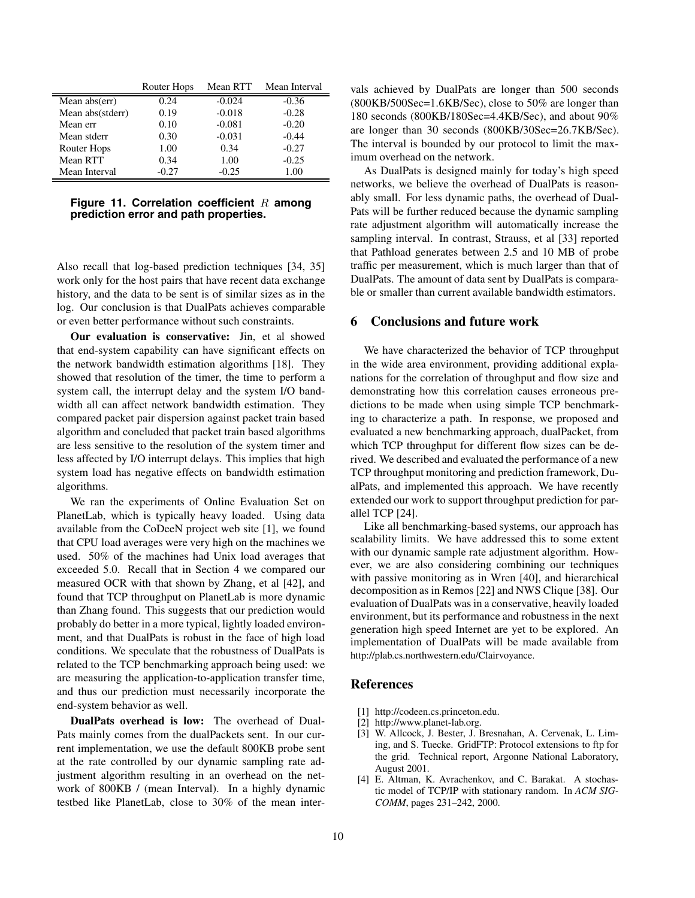|  | Router Hops | Mean RTT | Mean Interval |
|---|---|---|---|
| Mean abs(err) | 0.24 | -0.024 | -0.36 |
| Mean abs(stderr) | 0.19 | -0.018 | -0.28 |
| Mean err | 0.10 | -0.081 | -0.20 |
| Mean stderr | 0.30 | -0.031 | -0.44 |
| Router Hops | 1.00 | 0.34 | -0.27 |
| Mean RTT | 0.34 | 1.00 | -0.25 |
| Mean Interval | -0.27 | -0.25 | 1.00 |

**Figure 11. Correlation coefficient $R$ among prediction error and path properties.**

Also recall that log-based prediction techniques [34, 35] work only for the host pairs that have recent data exchange history, and the data to be sent is of similar sizes as in the log. Our conclusion is that DualPats achieves comparable or even better performance without such constraints.

**Our evaluation is conservative:** Jin, et al showed that end-system capability can have significant effects on the network bandwidth estimation algorithms [18]. They showed that resolution of the timer, the time to perform a system call, the interrupt delay and the system I/O bandwidth all can affect network bandwidth estimation. They compared packet pair dispersion against packet train based algorithm and concluded that packet train based algorithms are less sensitive to the resolution of the system timer and less affected by I/O interrupt delays. This implies that high system load has negative effects on bandwidth estimation algorithms.

We ran the experiments of Online Evaluation Set on PlanetLab, which is typically heavy loaded. Using data available from the CoDeeN project web site [1], we found that CPU load averages were very high on the machines we used. 50% of the machines had Unix load averages that exceeded 5.0. Recall that in Section 4 we compared our measured OCR with that shown by Zhang, et al [42], and found that TCP throughput on PlanetLab is more dynamic than Zhang found. This suggests that our prediction would probably do better in a more typical, lightly loaded environment, and that DualPats is robust in the face of high load conditions. We speculate that the robustness of DualPats is related to the TCP benchmarking approach being used: we are measuring the application-to-application transfer time, and thus our prediction must necessarily incorporate the end-system behavior as well.

**DualPats overhead is low:** The overhead of DualPats mainly comes from the dualPackets sent. In our current implementation, we use the default 800KB probe sent at the rate controlled by our dynamic sampling rate adjustment algorithm resulting in an overhead on the network of 800KB / (mean Interval). In a highly dynamic testbed like PlanetLab, close to 30% of the mean intervals achieved by DualPats are longer than 500 seconds (800KB/500Sec=1.6KB/Sec), close to 50% are longer than 180 seconds (800KB/180Sec=4.4KB/Sec), and about 90% are longer than 30 seconds (800KB/30Sec=26.7KB/Sec). The interval is bounded by our protocol to limit the maximum overhead on the network.

As DualPats is designed mainly for today's high speed networks, we believe the overhead of DualPats is reasonably small. For less dynamic paths, the overhead of DualPats will be further reduced because the dynamic sampling rate adjustment algorithm will automatically increase the sampling interval. In contrast, Strauss, et al [33] reported that Pathload generates between 2.5 and 10 MB of probe traffic per measurement, which is much larger than that of DualPats. The amount of data sent by DualPats is comparable or smaller than current available bandwidth estimators.

## 6 Conclusions and future work

We have characterized the behavior of TCP throughput in the wide area environment, providing additional explanations for the correlation of throughput and flow size and demonstrating how this correlation causes erroneous predictions to be made when using simple TCP benchmarking to characterize a path. In response, we proposed and evaluated a new benchmarking approach, dualPacket, from which TCP throughput for different flow sizes can be derived. We described and evaluated the performance of a new TCP throughput monitoring and prediction framework, DualPats, and implemented this approach. We have recently extended our work to support throughput prediction for parallel TCP [24].

Like all benchmarking-based systems, our approach has scalability limits. We have addressed this to some extent with our dynamic sample rate adjustment algorithm. However, we are also considering combining our techniques with passive monitoring as in Wren [40], and hierarchical decomposition as in Remos [22] and NWS Clique [38]. Our evaluation of DualPats was in a conservative, heavily loaded environment, but its performance and robustness in the next generation high speed Internet are yet to be explored. An implementation of DualPats will be made available from http://plab.cs.northwestern.edu/Clairvoyance.

## References

[1] http://codeen.cs.princeton.edu.

[2] http://www.planet-lab.org.

[3] W. Allcock, J. Bester, J. Bresnahan, A. Cervenak, L. Liming, and S. Tuecke. GridFTP: Protocol extensions to ftp for the grid. Technical report, Argonne National Laboratory, August 2001.

[4] E. Altman, K. Avrachenkov, and C. Barakat. A stochastic model of TCP/IP with stationary random. In *ACM SIGCOMM*, pages 231–242, 2000.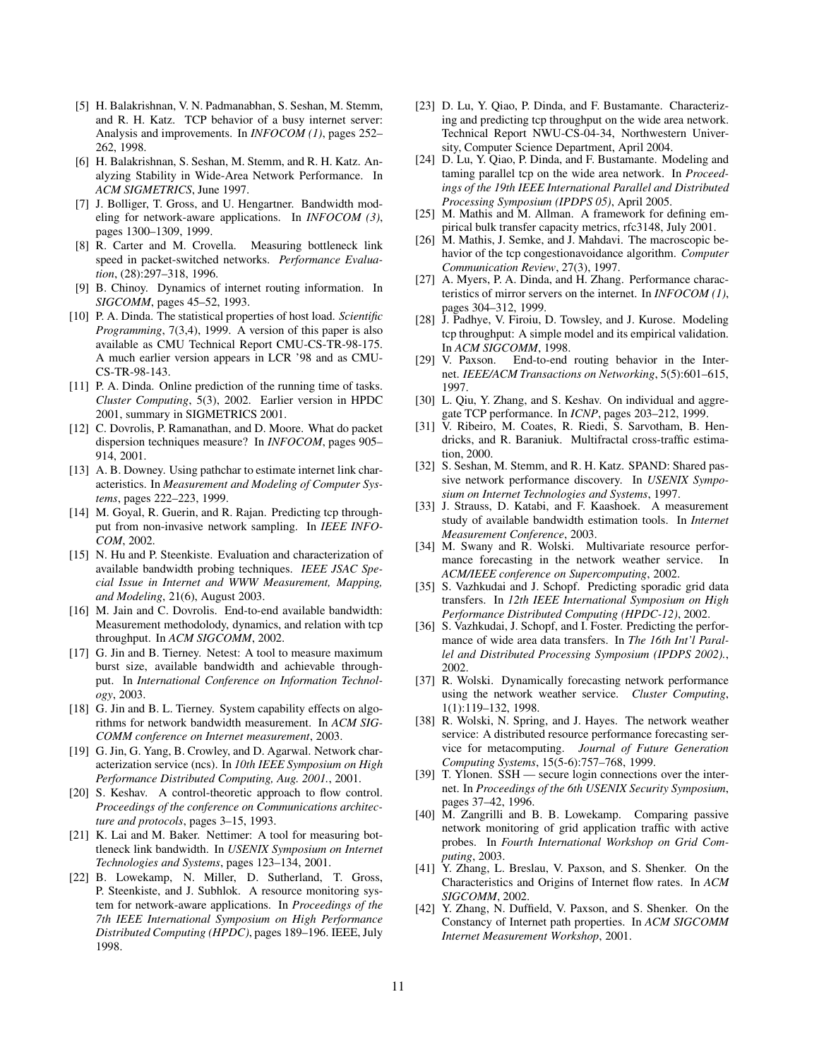[5] H. Balakrishnan, V. N. Padmanabhan, S. Seshan, M. Stemm, and R. H. Katz. TCP behavior of a busy internet server: Analysis and improvements. In *INFOCOM (1)*, pages 252–262, 1998.

[6] H. Balakrishnan, S. Seshan, M. Stemm, and R. H. Katz. Analyzing Stability in Wide-Area Network Performance. In *ACM SIGMETRICS*, June 1997.

[7] J. Bolliger, T. Gross, and U. Hengartner. Bandwidth modeling for network-aware applications. In *INFOCOM (3)*, pages 1300–1309, 1999.

[8] R. Carter and M. Crovella. Measuring bottleneck link speed in packet-switched networks. *Performance Evaluation*, (28):297–318, 1996.

[9] B. Chinoy. Dynamics of internet routing information. In *SIGCOMM*, pages 45–52, 1993.

[10] P. A. Dinda. The statistical properties of host load. *Scientific Programming*, 7(3,4), 1999. A version of this paper is also available as CMU Technical Report CMU-CS-TR-98-175. A much earlier version appears in LCR '98 and as CMU-CS-TR-98-143.

[11] P. A. Dinda. Online prediction of the running time of tasks. *Cluster Computing*, 5(3), 2002. Earlier version in HPDC 2001, summary in SIGMETRICS 2001.

[12] C. Dovrolis, P. Ramanathan, and D. Moore. What do packet dispersion techniques measure? In *INFOCOM*, pages 905–914, 2001.

[13] A. B. Downey. Using pathchar to estimate internet link characteristics. In *Measurement and Modeling of Computer Systems*, pages 222–223, 1999.

[14] M. Goyal, R. Guerin, and R. Rajan. Predicting tcp throughput from non-invasive network sampling. In *IEEE INFOCOM*, 2002.

[15] N. Hu and P. Steenkiste. Evaluation and characterization of available bandwidth probing techniques. *IEEE JSAC Special Issue in Internet and WWW Measurement, Mapping, and Modeling*, 21(6), August 2003.

[16] M. Jain and C. Dovrolis. End-to-end available bandwidth: Measurement methodolody, dynamics, and relation with tcp throughput. In *ACM SIGCOMM*, 2002.

[17] G. Jin and B. Tierney. Netest: A tool to measure maximum burst size, available bandwidth and achievable throughput. In *International Conference on Information Technology*, 2003.

[18] G. Jin and B. L. Tierney. System capability effects on algorithms for network bandwidth measurement. In *ACM SIGCOMM conference on Internet measurement*, 2003.

[19] G. Jin, G. Yang, B. Crowley, and D. Agarwal. Network characterization service (ncs). In *10th IEEE Symposium on High Performance Distributed Computing, Aug. 2001.*, 2001.

[20] S. Keshav. A control-theoretic approach to flow control. *Proceedings of the conference on Communications architecture and protocols*, pages 3–15, 1993.

[21] K. Lai and M. Baker. Nettimer: A tool for measuring bottleneck link bandwidth. In *USENIX Symposium on Internet Technologies and Systems*, pages 123–134, 2001.

[22] B. Lowekamp, N. Miller, D. Sutherland, T. Gross, P. Steenkiste, and J. Subhlok. A resource monitoring system for network-aware applications. In *Proceedings of the 7th IEEE International Symposium on High Performance Distributed Computing (HPDC)*, pages 189–196. IEEE, July 1998.

[23] D. Lu, Y. Qiao, P. Dinda, and F. Bustamante. Characterizing and predicting tcp throughput on the wide area network. Technical Report NWU-CS-04-34, Northwestern University, Computer Science Department, April 2004.

[24] D. Lu, Y. Qiao, P. Dinda, and F. Bustamante. Modeling and taming parallel tcp on the wide area network. In *Proceedings of the 19th IEEE International Parallel and Distributed Processing Symposium (IPDPS 05)*, April 2005.

[25] M. Mathis and M. Allman. A framework for defining empirical bulk transfer capacity metrics, rfc3148, July 2001.

[26] M. Mathis, J. Semke, and J. Mahdavi. The macroscopic behavior of the tcp congestionavoidance algorithm. *Computer Communication Review*, 27(3), 1997.

[27] A. Myers, P. A. Dinda, and H. Zhang. Performance characteristics of mirror servers on the internet. In *INFOCOM (1)*, pages 304–312, 1999.

[28] J. Padhye, V. Firoiu, D. Towsley, and J. Kurose. Modeling tcp throughput: A simple model and its empirical validation. In *ACM SIGCOMM*, 1998.

[29] V. Paxson. End-to-end routing behavior in the Internet. *IEEE/ACM Transactions on Networking*, 5(5):601–615, 1997.

[30] L. Qiu, Y. Zhang, and S. Keshav. On individual and aggregate TCP performance. In *ICNP*, pages 203–212, 1999.

[31] V. Ribeiro, M. Coates, R. Riedi, S. Sarvotham, B. Hendricks, and R. Baraniuk. Multifractal cross-traffic estimation, 2000.

[32] S. Seshan, M. Stemm, and R. H. Katz. SPAND: Shared passive network performance discovery. In *USENIX Symposium on Internet Technologies and Systems*, 1997.

[33] J. Strauss, D. Katabi, and F. Kaashoek. A measurement study of available bandwidth estimation tools. In *Internet Measurement Conference*, 2003.

[34] M. Swany and R. Wolski. Multivariate resource performance forecasting in the network weather service. In *ACM/IEEE conference on Supercomputing*, 2002.

[35] S. Vazhkudai and J. Schopf. Predicting sporadic grid data transfers. In *12th IEEE International Symposium on High Performance Distributed Computing (HPDC-12)*, 2002.

[36] S. Vazhkudai, J. Schopf, and I. Foster. Predicting the performance of wide area data transfers. In *The 16th Int'l Parallel and Distributed Processing Symposium (IPDPS 2002).*, 2002.

[37] R. Wolski. Dynamically forecasting network performance using the network weather service. *Cluster Computing*, 1(1):119–132, 1998.

[38] R. Wolski, N. Spring, and J. Hayes. The network weather service: A distributed resource performance forecasting service for metacomputing. *Journal of Future Generation Computing Systems*, 15(5-6):757–768, 1999.

[39] T. Ylonen. SSH — secure login connections over the internet. In *Proceedings of the 6th USENIX Security Symposium*, pages 37–42, 1996.

[40] M. Zangrilli and B. B. Lowekamp. Comparing passive network monitoring of grid application traffic with active probes. In *Fourth International Workshop on Grid Computing*, 2003.

[41] Y. Zhang, L. Breslau, V. Paxson, and S. Shenker. On the Characteristics and Origins of Internet flow rates. In *ACM SIGCOMM*, 2002.

[42] Y. Zhang, N. Duffield, V. Paxson, and S. Shenker. On the Constancy of Internet path properties. In *ACM SIGCOMM Internet Measurement Workshop*, 2001.